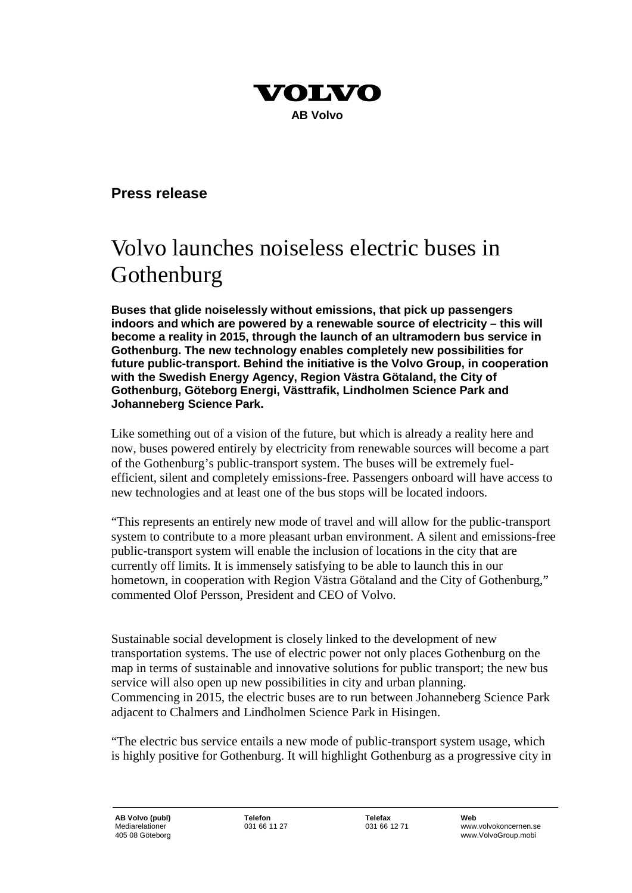**VOLVO**

**AB Volvo**

## Press release

# Volvo launches noiseless electric buses in Gothenburg

**Buses that glide noiselessly without emissions, that pick up passengers indoors and which are powered by a renewable source of electricity – this will become a reality in 2015, through the launch of an ultramodern bus service in Gothenburg. The new technology enables completely new possibilities for future public-transport. Behind the initiative is the Volvo Group, in cooperation with the Swedish Energy Agency, Region Västra Götaland, the City of Gothenburg, Göteborg Energi, Västtrafik, Lindholmen Science Park and Johanneberg Science Park.**

Like something out of a vision of the future, but which is already a reality here and now, buses powered entirely by electricity from renewable sources will become a part of the Gothenburg's public-transport system. The buses will be extremely fuel-efficient, silent and completely emissions-free. Passengers onboard will have access to new technologies and at least one of the bus stops will be located indoors.

"This represents an entirely new mode of travel and will allow for the public-transport system to contribute to a more pleasant urban environment. A silent and emissions-free public-transport system will enable the inclusion of locations in the city that are currently off limits. It is immensely satisfying to be able to launch this in our hometown, in cooperation with Region Västra Götaland and the City of Gothenburg," commented Olof Persson, President and CEO of Volvo.

Sustainable social development is closely linked to the development of new transportation systems. The use of electric power not only places Gothenburg on the map in terms of sustainable and innovative solutions for public transport; the new bus service will also open up new possibilities in city and urban planning. Commencing in 2015, the electric buses are to run between Johanneberg Science Park adjacent to Chalmers and Lindholmen Science Park in Hisingen.

"The electric bus service entails a new mode of public-transport system usage, which is highly positive for Gothenburg. It will highlight Gothenburg as a progressive city in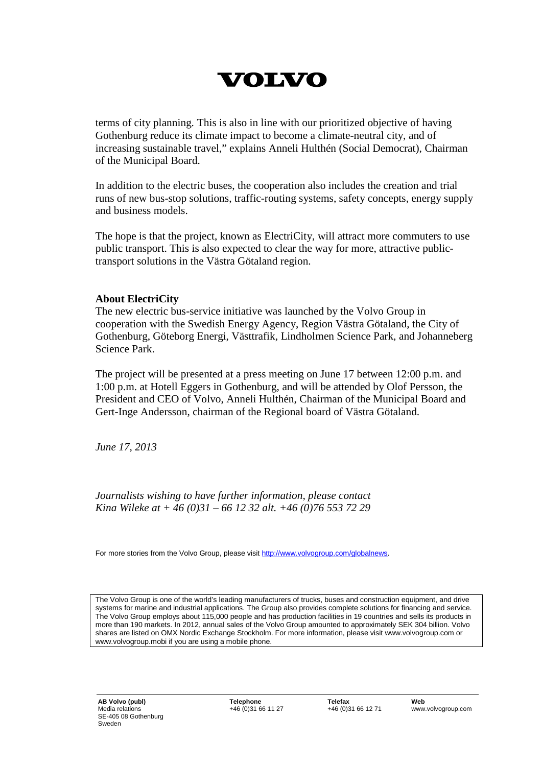terms of city planning. This is also in line with our prioritized objective of having Gothenburg reduce its climate impact to become a climate-neutral city, and of increasing sustainable travel," explains Anneli Hulthén (Social Democrat), Chairman of the Municipal Board.

In addition to the electric buses, the cooperation also includes the creation and trial runs of new bus-stop solutions, traffic-routing systems, safety concepts, energy supply and business models.

The hope is that the project, known as ElectriCity, will attract more commuters to use public transport. This is also expected to clear the way for more, attractive public-transport solutions in the Västra Götaland region.

**About ElectriCity**

The new electric bus-service initiative was launched by the Volvo Group in cooperation with the Swedish Energy Agency, Region Västra Götaland, the City of Gothenburg, Göteborg Energi, Västtrafik, Lindholmen Science Park, and Johanneberg Science Park.

The project will be presented at a press meeting on June 17 between 12:00 p.m. and 1:00 p.m. at Hotell Eggers in Gothenburg, and will be attended by Olof Persson, the President and CEO of Volvo, Anneli Hulthén, Chairman of the Municipal Board and Gert-Inge Andersson, chairman of the Regional board of Västra Götaland.

*June 17, 2013*

*Journalists wishing to have further information, please contact Kina Wileke at + 46 (0)31 – 66 12 32 alt. +46 (0)76 553 72 29*

For more stories from the Volvo Group, please visit http://www.volvogroup.com/globalnews.

The Volvo Group is one of the world's leading manufacturers of trucks, buses and construction equipment, and drive systems for marine and industrial applications. The Group also provides complete solutions for financing and service. The Volvo Group employs about 115,000 people and has production facilities in 19 countries and sells its products in more than 190 markets. In 2012, annual sales of the Volvo Group amounted to approximately SEK 304 billion. Volvo shares are listed on OMX Nordic Exchange Stockholm. For more information, please visit www.volvogroup.com or www.volvogroup.mobi if you are using a mobile phone.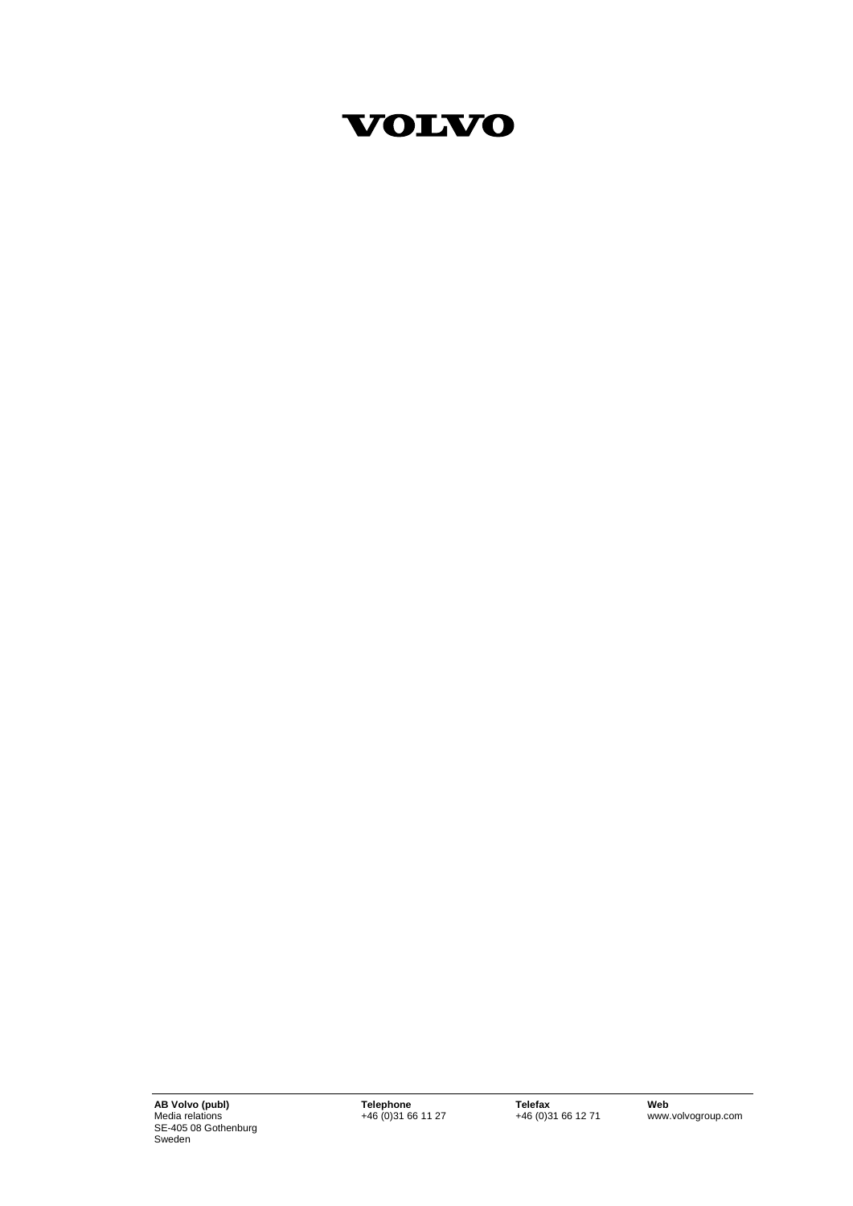VOLVO

| | | | |
|---|---|---|---|
| **AB Volvo (publ)**<br>Media relations<br>SE-405 08 Gothenburg<br>Sweden | **Telephone**<br>+46 (0)31 66 11 27 | **Telefax**<br>+46 (0)31 66 12 71 | **Web**<br>www.volvogroup.com |